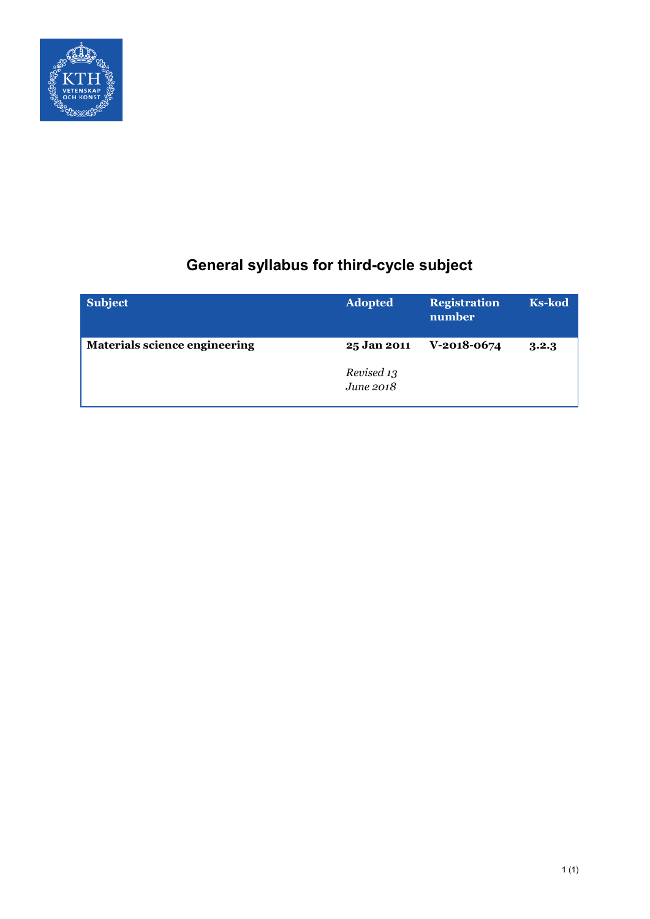# General syllabus for third-cycle subject

| Subject | Adopted | Registration number | Ks-kod |
|---|---|---|---|
| **Materials science engineering** | **25 Jan 2011**<br>*Revised 13 June 2018* | **V-2018-0674** | **3.2.3** |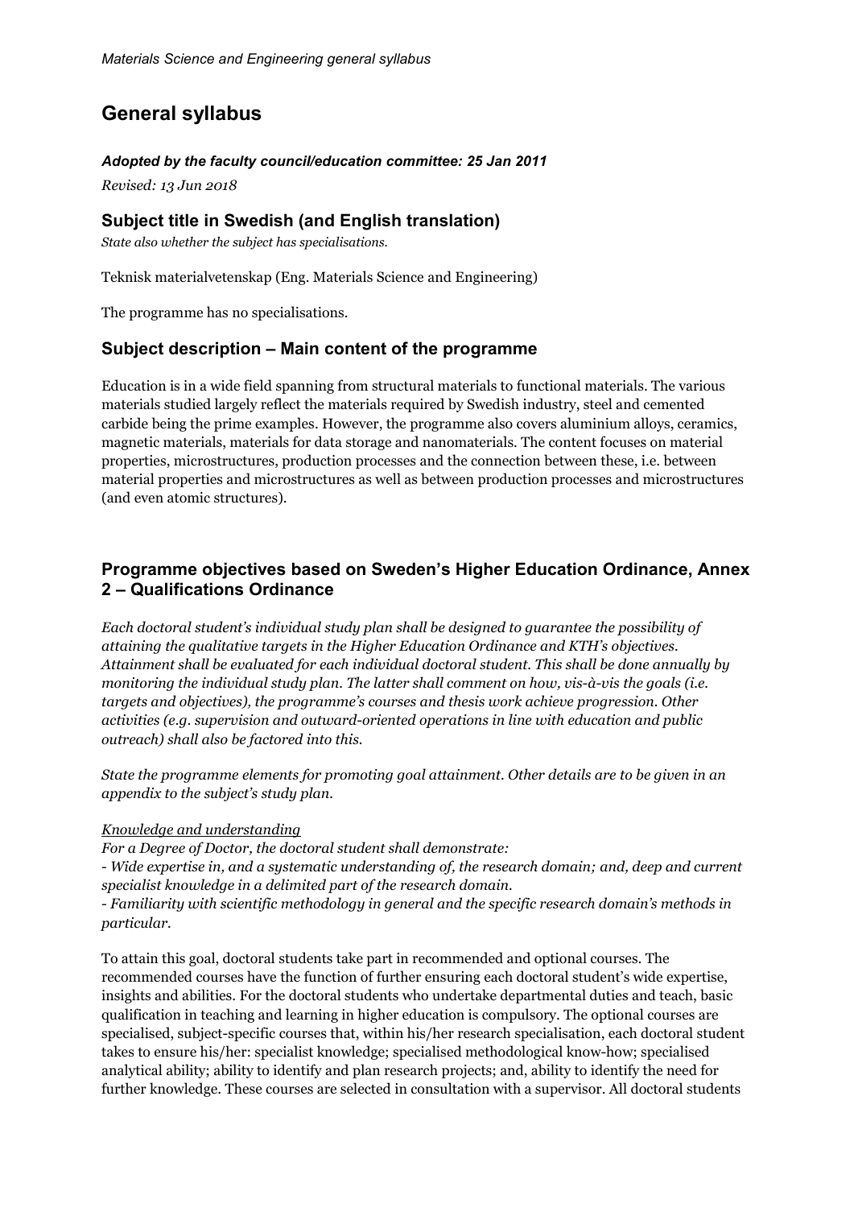# General syllabus

***Adopted by the faculty council/education committee: 25 Jan 2011***

*Revised: 13 Jun 2018*

## Subject title in Swedish (and English translation)

*State also whether the subject has specialisations.*

Teknisk materialvetenskap (Eng. Materials Science and Engineering)

The programme has no specialisations.

## Subject description – Main content of the programme

Education is in a wide field spanning from structural materials to functional materials. The various materials studied largely reflect the materials required by Swedish industry, steel and cemented carbide being the prime examples. However, the programme also covers aluminium alloys, ceramics, magnetic materials, materials for data storage and nanomaterials. The content focuses on material properties, microstructures, production processes and the connection between these, i.e. between material properties and microstructures as well as between production processes and microstructures (and even atomic structures).

## Programme objectives based on Sweden's Higher Education Ordinance, Annex 2 – Qualifications Ordinance

*Each doctoral student's individual study plan shall be designed to guarantee the possibility of attaining the qualitative targets in the Higher Education Ordinance and KTH's objectives. Attainment shall be evaluated for each individual doctoral student. This shall be done annually by monitoring the individual study plan. The latter shall comment on how, vis-à-vis the goals (i.e. targets and objectives), the programme's courses and thesis work achieve progression. Other activities (e.g. supervision and outward-oriented operations in line with education and public outreach) shall also be factored into this.*

*State the programme elements for promoting goal attainment. Other details are to be given in an appendix to the subject's study plan.*

*Knowledge and understanding*

*For a Degree of Doctor, the doctoral student shall demonstrate:*

*- Wide expertise in, and a systematic understanding of, the research domain; and, deep and current specialist knowledge in a delimited part of the research domain.*

*- Familiarity with scientific methodology in general and the specific research domain's methods in particular.*

To attain this goal, doctoral students take part in recommended and optional courses. The recommended courses have the function of further ensuring each doctoral student's wide expertise, insights and abilities. For the doctoral students who undertake departmental duties and teach, basic qualification in teaching and learning in higher education is compulsory. The optional courses are specialised, subject-specific courses that, within his/her research specialisation, each doctoral student takes to ensure his/her: specialist knowledge; specialised methodological know-how; specialised analytical ability; ability to identify and plan research projects; and, ability to identify the need for further knowledge. These courses are selected in consultation with a supervisor. All doctoral students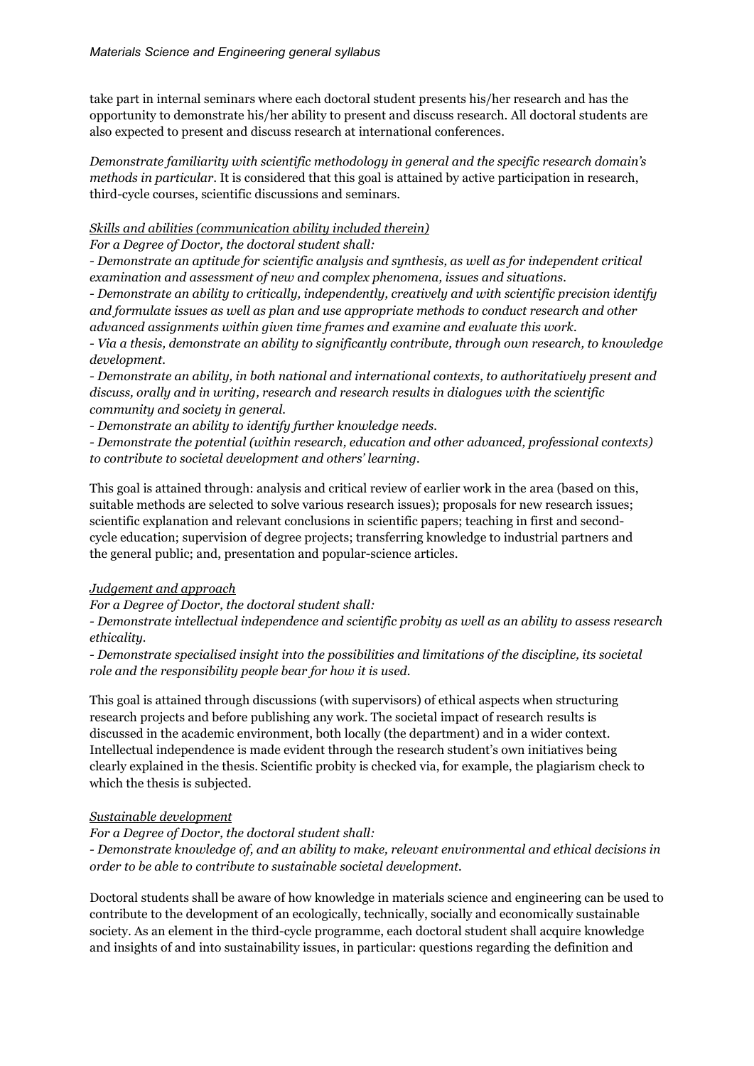take part in internal seminars where each doctoral student presents his/her research and has the opportunity to demonstrate his/her ability to present and discuss research. All doctoral students are also expected to present and discuss research at international conferences.

*Demonstrate familiarity with scientific methodology in general and the specific research domain's methods in particular*. It is considered that this goal is attained by active participation in research, third-cycle courses, scientific discussions and seminars.

*Skills and abilities (communication ability included therein)*

*For a Degree of Doctor, the doctoral student shall:*

*- Demonstrate an aptitude for scientific analysis and synthesis, as well as for independent critical examination and assessment of new and complex phenomena, issues and situations.*

*- Demonstrate an ability to critically, independently, creatively and with scientific precision identify and formulate issues as well as plan and use appropriate methods to conduct research and other advanced assignments within given time frames and examine and evaluate this work.*

*- Via a thesis, demonstrate an ability to significantly contribute, through own research, to knowledge development.*

*- Demonstrate an ability, in both national and international contexts, to authoritatively present and discuss, orally and in writing, research and research results in dialogues with the scientific community and society in general.*

*- Demonstrate an ability to identify further knowledge needs.*

*- Demonstrate the potential (within research, education and other advanced, professional contexts) to contribute to societal development and others' learning.*

This goal is attained through: analysis and critical review of earlier work in the area (based on this, suitable methods are selected to solve various research issues); proposals for new research issues; scientific explanation and relevant conclusions in scientific papers; teaching in first and second-cycle education; supervision of degree projects; transferring knowledge to industrial partners and the general public; and, presentation and popular-science articles.

*Judgement and approach*

*For a Degree of Doctor, the doctoral student shall:*

*- Demonstrate intellectual independence and scientific probity as well as an ability to assess research ethicality.*

*- Demonstrate specialised insight into the possibilities and limitations of the discipline, its societal role and the responsibility people bear for how it is used.*

This goal is attained through discussions (with supervisors) of ethical aspects when structuring research projects and before publishing any work. The societal impact of research results is discussed in the academic environment, both locally (the department) and in a wider context. Intellectual independence is made evident through the research student's own initiatives being clearly explained in the thesis. Scientific probity is checked via, for example, the plagiarism check to which the thesis is subjected.

*Sustainable development*

*For a Degree of Doctor, the doctoral student shall:*

*- Demonstrate knowledge of, and an ability to make, relevant environmental and ethical decisions in order to be able to contribute to sustainable societal development.*

Doctoral students shall be aware of how knowledge in materials science and engineering can be used to contribute to the development of an ecologically, technically, socially and economically sustainable society. As an element in the third-cycle programme, each doctoral student shall acquire knowledge and insights of and into sustainability issues, in particular: questions regarding the definition and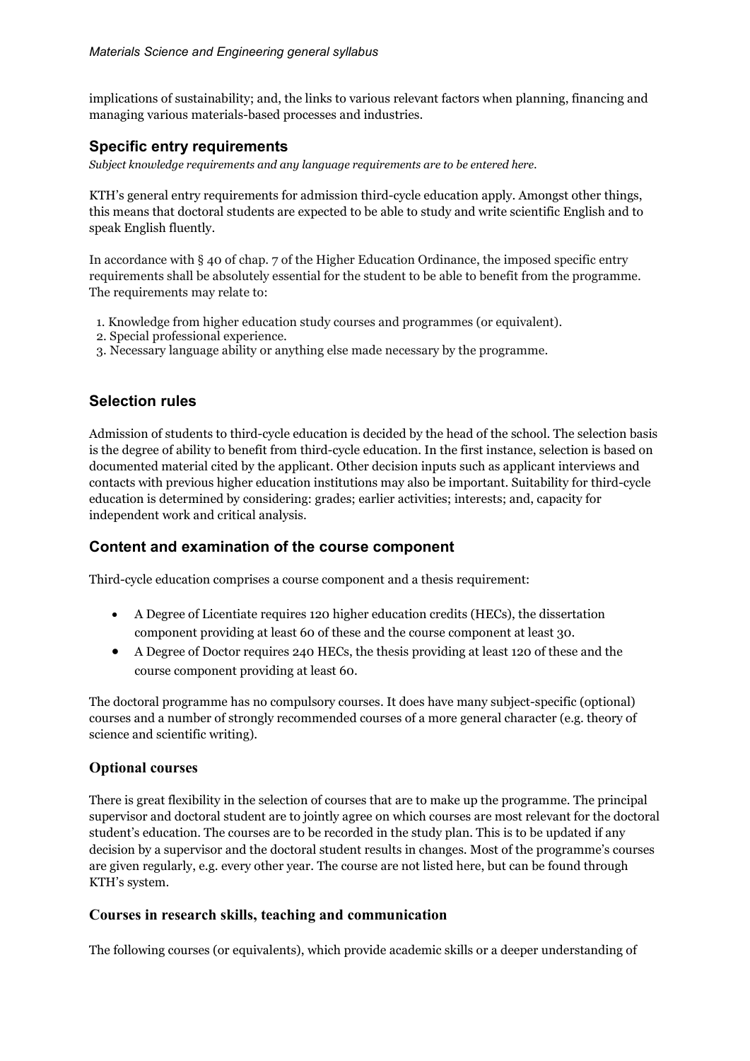implications of sustainability; and, the links to various relevant factors when planning, financing and managing various materials-based processes and industries.

## Specific entry requirements

*Subject knowledge requirements and any language requirements are to be entered here.*

KTH's general entry requirements for admission third-cycle education apply. Amongst other things, this means that doctoral students are expected to be able to study and write scientific English and to speak English fluently.

In accordance with § 40 of chap. 7 of the Higher Education Ordinance, the imposed specific entry requirements shall be absolutely essential for the student to be able to benefit from the programme. The requirements may relate to:

1. Knowledge from higher education study courses and programmes (or equivalent).
2. Special professional experience.
3. Necessary language ability or anything else made necessary by the programme.

## Selection rules

Admission of students to third-cycle education is decided by the head of the school. The selection basis is the degree of ability to benefit from third-cycle education. In the first instance, selection is based on documented material cited by the applicant. Other decision inputs such as applicant interviews and contacts with previous higher education institutions may also be important. Suitability for third-cycle education is determined by considering: grades; earlier activities; interests; and, capacity for independent work and critical analysis.

## Content and examination of the course component

Third-cycle education comprises a course component and a thesis requirement:

- A Degree of Licentiate requires 120 higher education credits (HECs), the dissertation component providing at least 60 of these and the course component at least 30.
- A Degree of Doctor requires 240 HECs, the thesis providing at least 120 of these and the course component providing at least 60.

The doctoral programme has no compulsory courses. It does have many subject-specific (optional) courses and a number of strongly recommended courses of a more general character (e.g. theory of science and scientific writing).

### Optional courses

There is great flexibility in the selection of courses that are to make up the programme. The principal supervisor and doctoral student are to jointly agree on which courses are most relevant for the doctoral student's education. The courses are to be recorded in the study plan. This is to be updated if any decision by a supervisor and the doctoral student results in changes. Most of the programme's courses are given regularly, e.g. every other year. The course are not listed here, but can be found through KTH's system.

### Courses in research skills, teaching and communication

The following courses (or equivalents), which provide academic skills or a deeper understanding of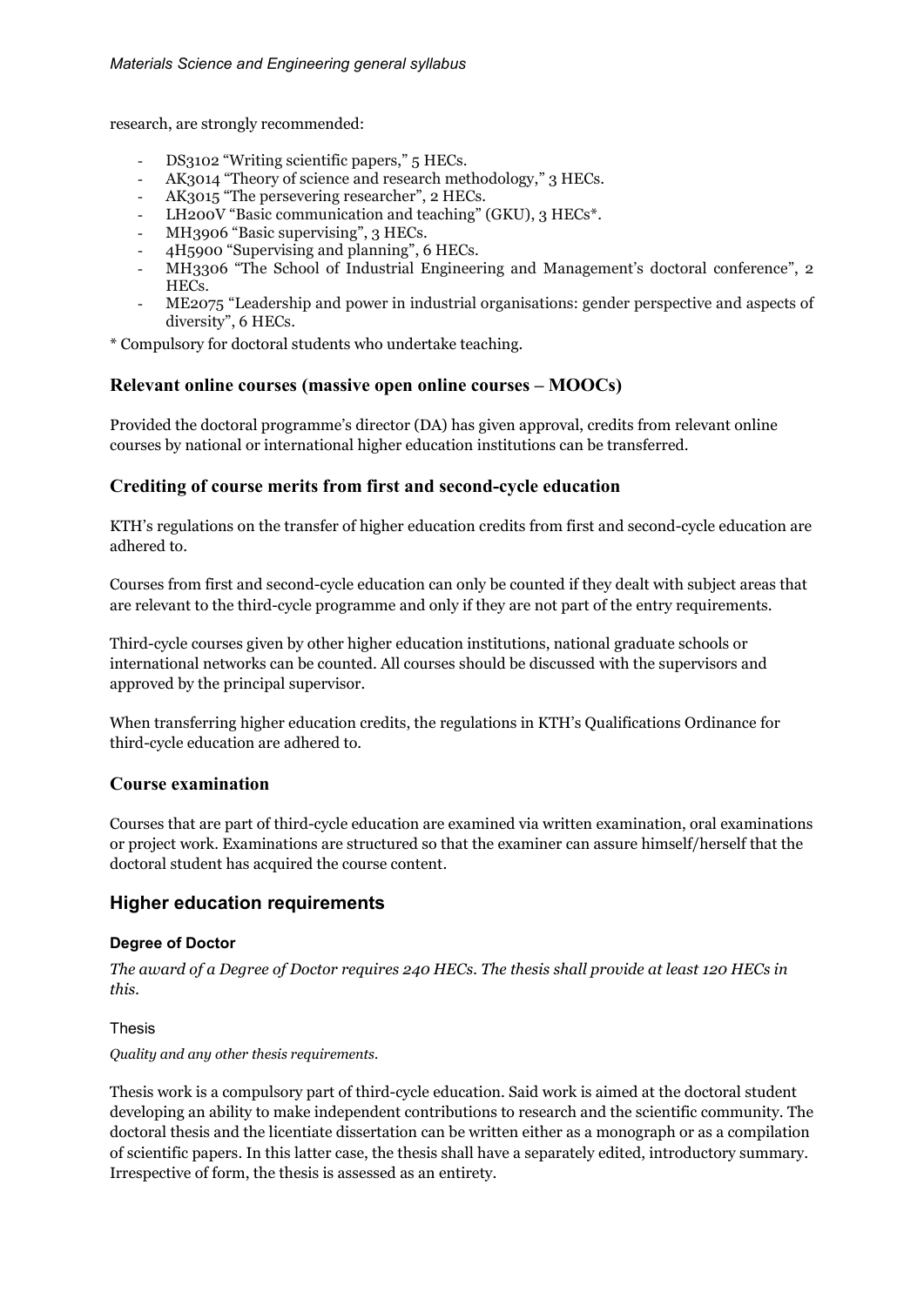research, are strongly recommended:

- DS3102 “Writing scientific papers,” 5 HECs.
- AK3014 “Theory of science and research methodology,” 3 HECs.
- AK3015 “The persevering researcher”, 2 HECs.
- LH200V “Basic communication and teaching” (GKU), 3 HECs*.
- MH3906 “Basic supervising”, 3 HECs.
- 4H5900 “Supervising and planning”, 6 HECs.
- MH3306 “The School of Industrial Engineering and Management’s doctoral conference”, 2 HECs.
- ME2075 “Leadership and power in industrial organisations: gender perspective and aspects of diversity”, 6 HECs.

\* Compulsory for doctoral students who undertake teaching.

### Relevant online courses (massive open online courses – MOOCs)

Provided the doctoral programme’s director (DA) has given approval, credits from relevant online courses by national or international higher education institutions can be transferred.

### Crediting of course merits from first and second-cycle education

KTH’s regulations on the transfer of higher education credits from first and second-cycle education are adhered to.

Courses from first and second-cycle education can only be counted if they dealt with subject areas that are relevant to the third-cycle programme and only if they are not part of the entry requirements.

Third-cycle courses given by other higher education institutions, national graduate schools or international networks can be counted. All courses should be discussed with the supervisors and approved by the principal supervisor.

When transferring higher education credits, the regulations in KTH’s Qualifications Ordinance for third-cycle education are adhered to.

### Course examination

Courses that are part of third-cycle education are examined via written examination, oral examinations or project work. Examinations are structured so that the examiner can assure himself/herself that the doctoral student has acquired the course content.

## Higher education requirements

#### Degree of Doctor

*The award of a Degree of Doctor requires 240 HECs. The thesis shall provide at least 120 HECs in this.*

Thesis

*Quality and any other thesis requirements.*

Thesis work is a compulsory part of third-cycle education. Said work is aimed at the doctoral student developing an ability to make independent contributions to research and the scientific community. The doctoral thesis and the licentiate dissertation can be written either as a monograph or as a compilation of scientific papers. In this latter case, the thesis shall have a separately edited, introductory summary. Irrespective of form, the thesis is assessed as an entirety.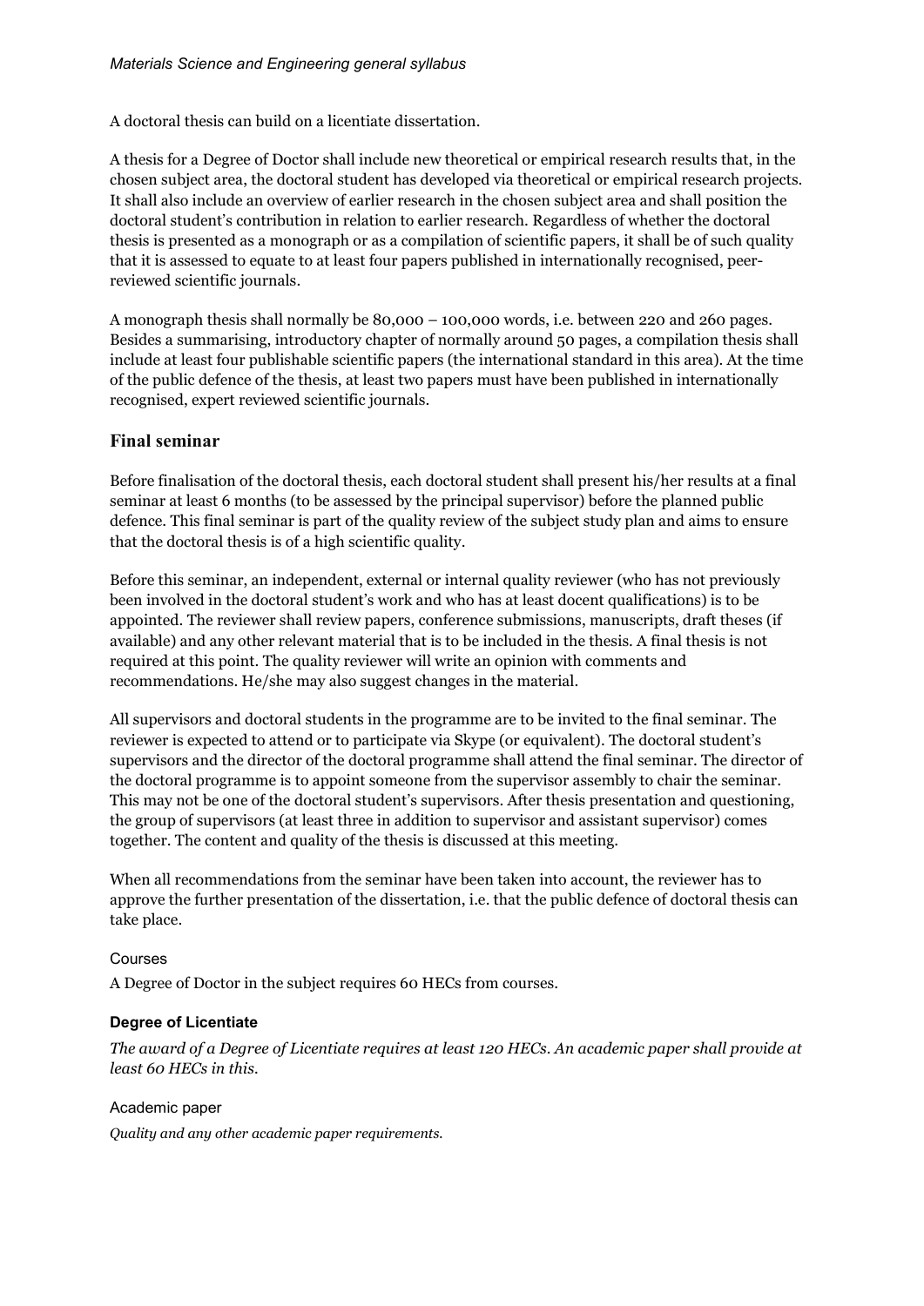A doctoral thesis can build on a licentiate dissertation.

A thesis for a Degree of Doctor shall include new theoretical or empirical research results that, in the chosen subject area, the doctoral student has developed via theoretical or empirical research projects. It shall also include an overview of earlier research in the chosen subject area and shall position the doctoral student's contribution in relation to earlier research. Regardless of whether the doctoral thesis is presented as a monograph or as a compilation of scientific papers, it shall be of such quality that it is assessed to equate to at least four papers published in internationally recognised, peer-reviewed scientific journals.

A monograph thesis shall normally be 80,000 – 100,000 words, i.e. between 220 and 260 pages. Besides a summarising, introductory chapter of normally around 50 pages, a compilation thesis shall include at least four publishable scientific papers (the international standard in this area). At the time of the public defence of the thesis, at least two papers must have been published in internationally recognised, expert reviewed scientific journals.

## Final seminar

Before finalisation of the doctoral thesis, each doctoral student shall present his/her results at a final seminar at least 6 months (to be assessed by the principal supervisor) before the planned public defence. This final seminar is part of the quality review of the subject study plan and aims to ensure that the doctoral thesis is of a high scientific quality.

Before this seminar, an independent, external or internal quality reviewer (who has not previously been involved in the doctoral student's work and who has at least docent qualifications) is to be appointed. The reviewer shall review papers, conference submissions, manuscripts, draft theses (if available) and any other relevant material that is to be included in the thesis. A final thesis is not required at this point. The quality reviewer will write an opinion with comments and recommendations. He/she may also suggest changes in the material.

All supervisors and doctoral students in the programme are to be invited to the final seminar. The reviewer is expected to attend or to participate via Skype (or equivalent). The doctoral student's supervisors and the director of the doctoral programme shall attend the final seminar. The director of the doctoral programme is to appoint someone from the supervisor assembly to chair the seminar. This may not be one of the doctoral student's supervisors. After thesis presentation and questioning, the group of supervisors (at least three in addition to supervisor and assistant supervisor) comes together. The content and quality of the thesis is discussed at this meeting.

When all recommendations from the seminar have been taken into account, the reviewer has to approve the further presentation of the dissertation, i.e. that the public defence of doctoral thesis can take place.

#### Courses

A Degree of Doctor in the subject requires 60 HECs from courses.

### Degree of Licentiate

*The award of a Degree of Licentiate requires at least 120 HECs. An academic paper shall provide at least 60 HECs in this.*

#### Academic paper

*Quality and any other academic paper requirements.*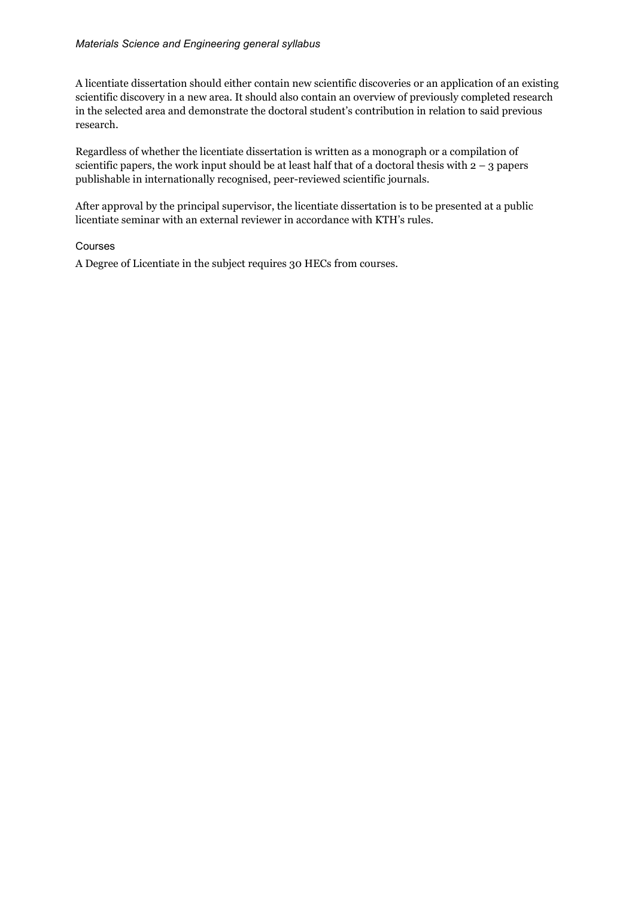A licentiate dissertation should either contain new scientific discoveries or an application of an existing scientific discovery in a new area. It should also contain an overview of previously completed research in the selected area and demonstrate the doctoral student's contribution in relation to said previous research.

Regardless of whether the licentiate dissertation is written as a monograph or a compilation of scientific papers, the work input should be at least half that of a doctoral thesis with 2 – 3 papers publishable in internationally recognised, peer-reviewed scientific journals.

After approval by the principal supervisor, the licentiate dissertation is to be presented at a public licentiate seminar with an external reviewer in accordance with KTH's rules.

### Courses

A Degree of Licentiate in the subject requires 30 HECs from courses.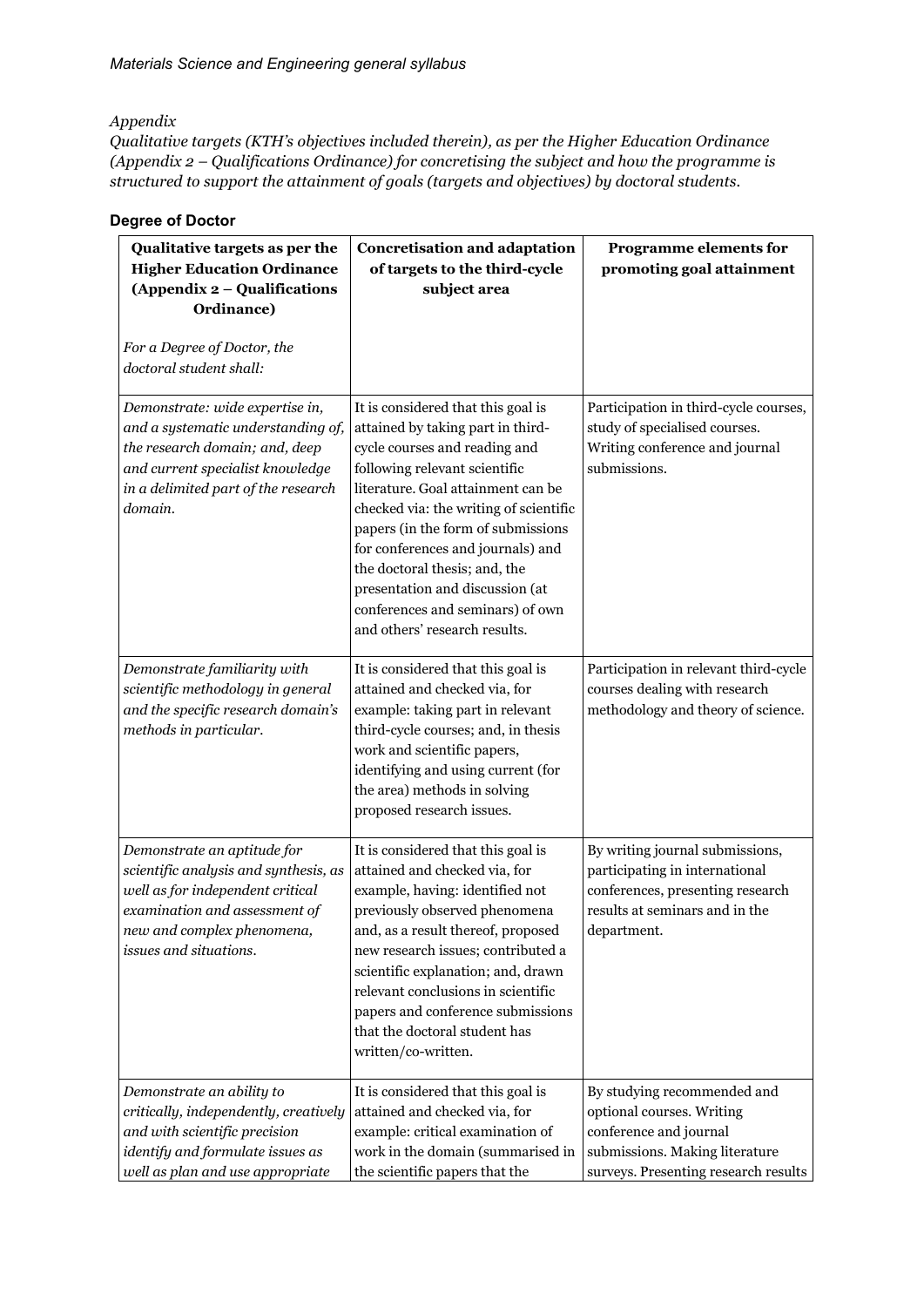*Appendix*
*Qualitative targets (KTH's objectives included therein), as per the Higher Education Ordinance (Appendix 2 – Qualifications Ordinance) for concretising the subject and how the programme is structured to support the attainment of goals (targets and objectives) by doctoral students.*

### Degree of Doctor

| **Qualitative targets as per the Higher Education Ordinance (Appendix 2 – Qualifications Ordinance)**<br><br>*For a Degree of Doctor, the doctoral student shall:* | **Concretisation and adaptation of targets to the third-cycle subject area** | **Programme elements for promoting goal attainment** |
|---|---|---|
| *Demonstrate: wide expertise in, and a systematic understanding of, the research domain; and, deep and current specialist knowledge in a delimited part of the research domain.* | It is considered that this goal is attained by taking part in third-cycle courses and reading and following relevant scientific literature. Goal attainment can be checked via: the writing of scientific papers (in the form of submissions for conferences and journals) and the doctoral thesis; and, the presentation and discussion (at conferences and seminars) of own and others' research results. | Participation in third-cycle courses, study of specialised courses. Writing conference and journal submissions. |
| *Demonstrate familiarity with scientific methodology in general and the specific research domain's methods in particular.* | It is considered that this goal is attained and checked via, for example: taking part in relevant third-cycle courses; and, in thesis work and scientific papers, identifying and using current (for the area) methods in solving proposed research issues. | Participation in relevant third-cycle courses dealing with research methodology and theory of science. |
| *Demonstrate an aptitude for scientific analysis and synthesis, as well as for independent critical examination and assessment of new and complex phenomena, issues and situations.* | It is considered that this goal is attained and checked via, for example, having: identified not previously observed phenomena and, as a result thereof, proposed new research issues; contributed a scientific explanation; and, drawn relevant conclusions in scientific papers and conference submissions that the doctoral student has written/co-written. | By writing journal submissions, participating in international conferences, presenting research results at seminars and in the department. |
| *Demonstrate an ability to critically, independently, creatively and with scientific precision identify and formulate issues as well as plan and use appropriate* | It is considered that this goal is attained and checked via, for example: critical examination of work in the domain (summarised in the scientific papers that the | By studying recommended and optional courses. Writing conference and journal submissions. Making literature surveys. Presenting research results |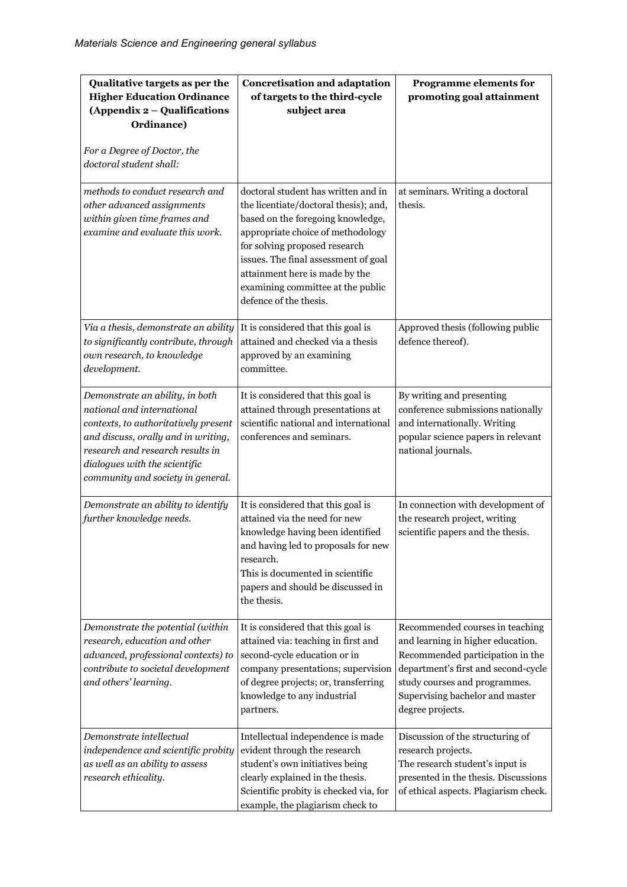| **Qualitative targets as per the Higher Education Ordinance (Appendix 2 – Qualifications Ordinance)** <br><br> *For a Degree of Doctor, the doctoral student shall:* | **Concretisation and adaptation of targets to the third-cycle subject area** | **Programme elements for promoting goal attainment** |
|---|---|---|
| *methods to conduct research and other advanced assignments within given time frames and examine and evaluate this work.* | doctoral student has written and in the licentiate/doctoral thesis); and, based on the foregoing knowledge, appropriate choice of methodology for solving proposed research issues. The final assessment of goal attainment here is made by the examining committee at the public defence of the thesis. | at seminars. Writing a doctoral thesis. |
| *Via a thesis, demonstrate an ability to significantly contribute, through own research, to knowledge development.* | It is considered that this goal is attained and checked via a thesis approved by an examining committee. | Approved thesis (following public defence thereof). |
| *Demonstrate an ability, in both national and international contexts, to authoritatively present and discuss, orally and in writing, research and research results in dialogues with the scientific community and society in general.* | It is considered that this goal is attained through presentations at scientific national and international conferences and seminars. | By writing and presenting conference submissions nationally and internationally. Writing popular science papers in relevant national journals. |
| *Demonstrate an ability to identify further knowledge needs.* | It is considered that this goal is attained via the need for new knowledge having been identified and having led to proposals for new research. <br> This is documented in scientific papers and should be discussed in the thesis. | In connection with development of the research project, writing scientific papers and the thesis. |
| *Demonstrate the potential (within research, education and other advanced, professional contexts) to contribute to societal development and others' learning.* | It is considered that this goal is attained via: teaching in first and second-cycle education or in company presentations; supervision of degree projects; or, transferring knowledge to any industrial partners. | Recommended courses in teaching and learning in higher education. Recommended participation in the department's first and second-cycle study courses and programmes. Supervising bachelor and master degree projects. |
| *Demonstrate intellectual independence and scientific probity as well as an ability to assess research ethicality.* | Intellectual independence is made evident through the research student's own initiatives being clearly explained in the thesis. Scientific probity is checked via, for example, the plagiarism check to | Discussion of the structuring of research projects. <br> The research student's input is presented in the thesis. Discussions of ethical aspects. Plagiarism check. |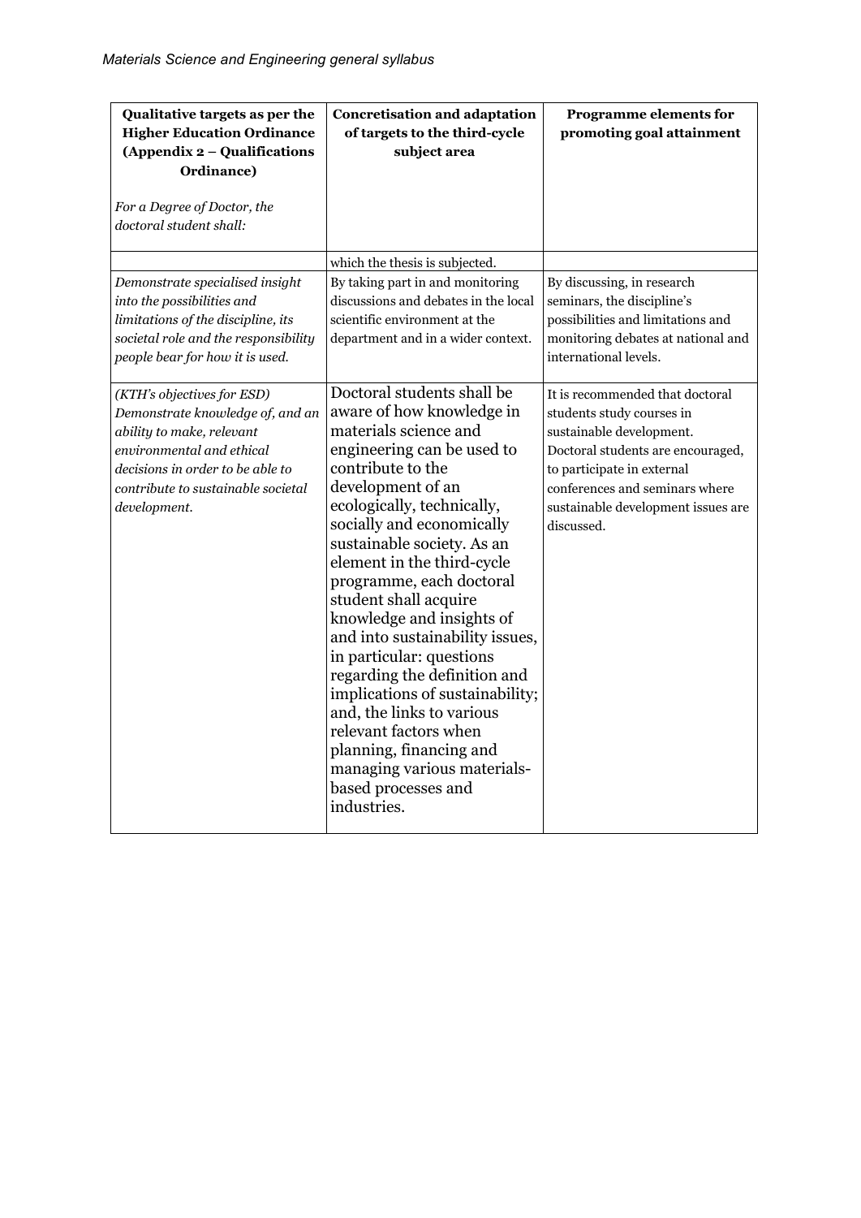| Qualitative targets as per the Higher Education Ordinance (Appendix 2 – Qualifications Ordinance)<br><br>*For a Degree of Doctor, the doctoral student shall:* | Concretisation and adaptation of targets to the third-cycle subject area | Programme elements for promoting goal attainment |
|---|---|---|
| | which the thesis is subjected. | |
| *Demonstrate specialised insight into the possibilities and limitations of the discipline, its societal role and the responsibility people bear for how it is used.* | By taking part in and monitoring discussions and debates in the local scientific environment at the department and in a wider context. | By discussing, in research seminars, the discipline's possibilities and limitations and monitoring debates at national and international levels. |
| *(KTH's objectives for ESD) Demonstrate knowledge of, and an ability to make, relevant environmental and ethical decisions in order to be able to contribute to sustainable societal development.* | Doctoral students shall be aware of how knowledge in materials science and engineering can be used to contribute to the development of an ecologically, technically, socially and economically sustainable society. As an element in the third-cycle programme, each doctoral student shall acquire knowledge and insights of and into sustainability issues, in particular: questions regarding the definition and implications of sustainability; and, the links to various relevant factors when planning, financing and managing various materials-based processes and industries. | It is recommended that doctoral students study courses in sustainable development. Doctoral students are encouraged, to participate in external conferences and seminars where sustainable development issues are discussed. |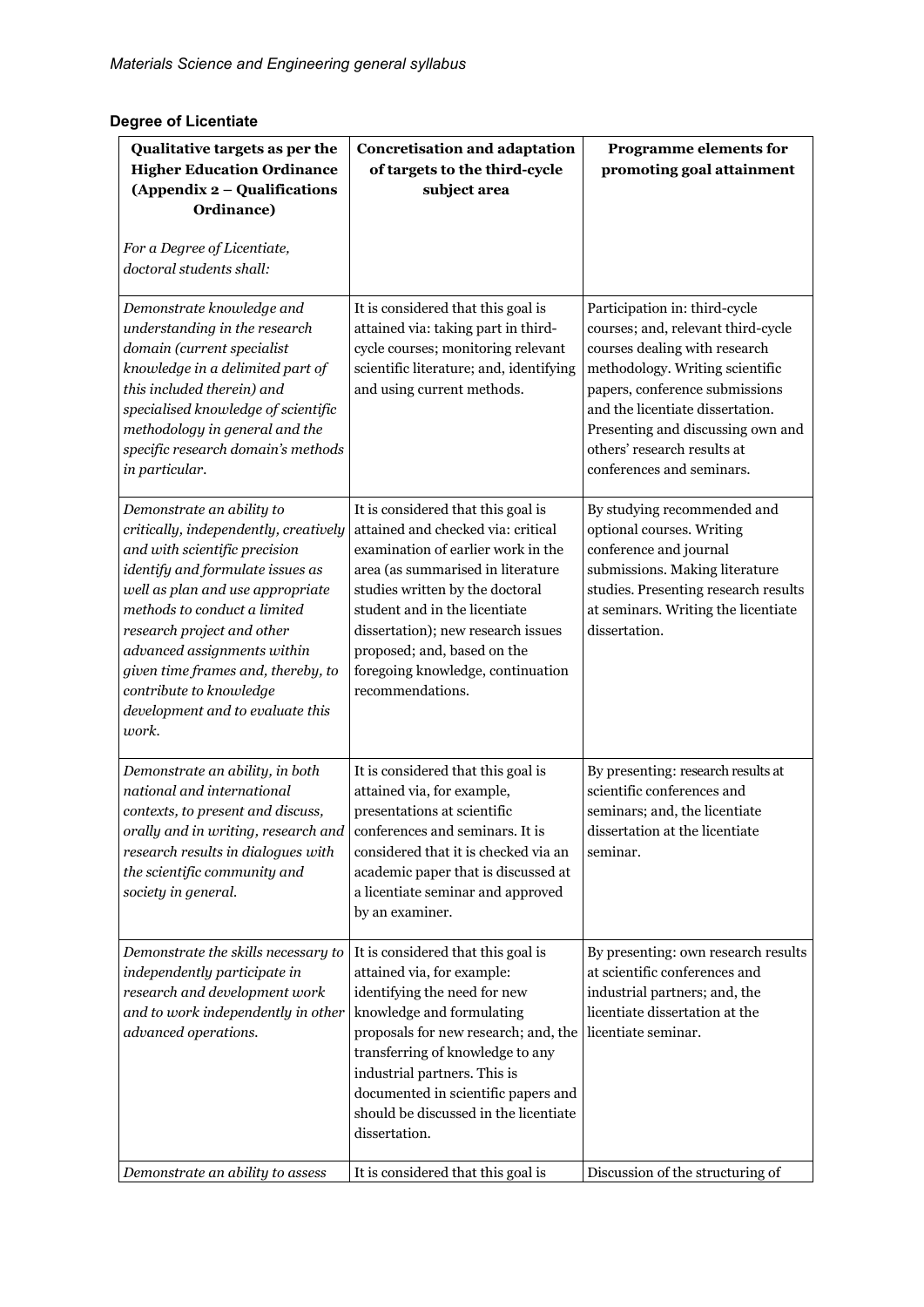## Degree of Licentiate

| **Qualitative targets as per the Higher Education Ordinance (Appendix 2 – Qualifications Ordinance)**<br><br>*For a Degree of Licentiate, doctoral students shall:* | **Concretisation and adaptation of targets to the third-cycle subject area** | **Programme elements for promoting goal attainment** |
|---|---|---|
| *Demonstrate knowledge and understanding in the research domain (current specialist knowledge in a delimited part of this included therein) and specialised knowledge of scientific methodology in general and the specific research domain's methods in particular.* | It is considered that this goal is attained via: taking part in third-cycle courses; monitoring relevant scientific literature; and, identifying and using current methods. | Participation in: third-cycle courses; and, relevant third-cycle courses dealing with research methodology. Writing scientific papers, conference submissions and the licentiate dissertation. Presenting and discussing own and others' research results at conferences and seminars. |
| *Demonstrate an ability to critically, independently, creatively and with scientific precision identify and formulate issues as well as plan and use appropriate methods to conduct a limited research project and other advanced assignments within given time frames and, thereby, to contribute to knowledge development and to evaluate this work.* | It is considered that this goal is attained and checked via: critical examination of earlier work in the area (as summarised in literature studies written by the doctoral student and in the licentiate dissertation); new research issues proposed; and, based on the foregoing knowledge, continuation recommendations. | By studying recommended and optional courses. Writing conference and journal submissions. Making literature studies. Presenting research results at seminars. Writing the licentiate dissertation. |
| *Demonstrate an ability, in both national and international contexts, to present and discuss, orally and in writing, research and research results in dialogues with the scientific community and society in general.* | It is considered that this goal is attained via, for example, presentations at scientific conferences and seminars. It is considered that it is checked via an academic paper that is discussed at a licentiate seminar and approved by an examiner. | By presenting: research results at scientific conferences and seminars; and, the licentiate dissertation at the licentiate seminar. |
| *Demonstrate the skills necessary to independently participate in research and development work and to work independently in other advanced operations.* | It is considered that this goal is attained via, for example: identifying the need for new knowledge and formulating proposals for new research; and, the transferring of knowledge to any industrial partners. This is documented in scientific papers and should be discussed in the licentiate dissertation. | By presenting: own research results at scientific conferences and industrial partners; and, the licentiate dissertation at the licentiate seminar. |
| *Demonstrate an ability to assess* | It is considered that this goal is | Discussion of the structuring of |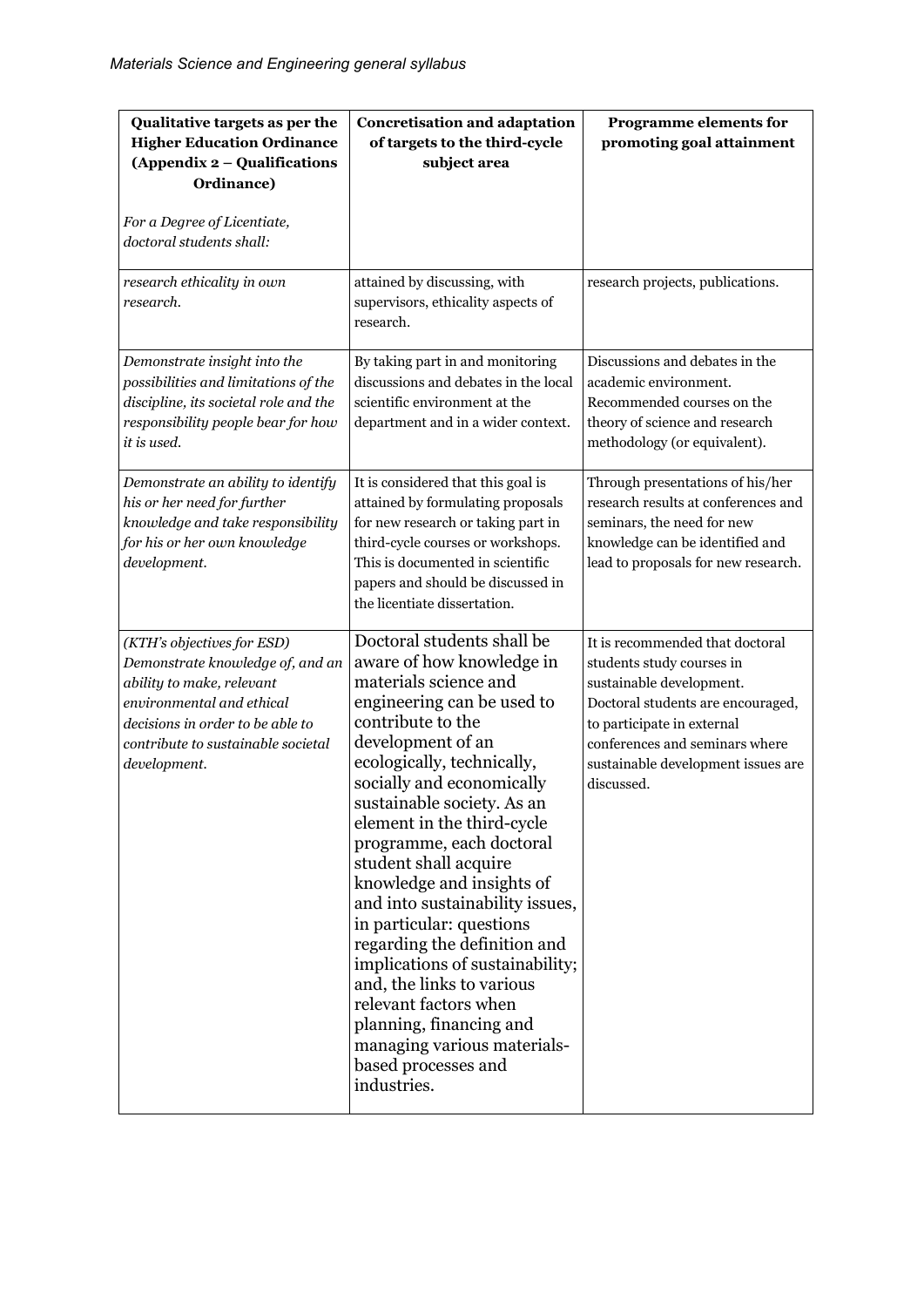| **Qualitative targets as per the Higher Education Ordinance (Appendix 2 – Qualifications Ordinance)**<br><br>*For a Degree of Licentiate, doctoral students shall:* | **Concretisation and adaptation of targets to the third-cycle subject area** | **Programme elements for promoting goal attainment** |
|---|---|---|
| *research ethicality in own research.* | attained by discussing, with supervisors, ethicality aspects of research. | research projects, publications. |
| *Demonstrate insight into the possibilities and limitations of the discipline, its societal role and the responsibility people bear for how it is used.* | By taking part in and monitoring discussions and debates in the local scientific environment at the department and in a wider context. | Discussions and debates in the academic environment. Recommended courses on the theory of science and research methodology (or equivalent). |
| *Demonstrate an ability to identify his or her need for further knowledge and take responsibility for his or her own knowledge development.* | It is considered that this goal is attained by formulating proposals for new research or taking part in third-cycle courses or workshops. This is documented in scientific papers and should be discussed in the licentiate dissertation. | Through presentations of his/her research results at conferences and seminars, the need for new knowledge can be identified and lead to proposals for new research. |
| *(KTH's objectives for ESD) Demonstrate knowledge of, and an ability to make, relevant environmental and ethical decisions in order to be able to contribute to sustainable societal development.* | Doctoral students shall be aware of how knowledge in materials science and engineering can be used to contribute to the development of an ecologically, technically, socially and economically sustainable society. As an element in the third-cycle programme, each doctoral student shall acquire knowledge and insights of and into sustainability issues, in particular: questions regarding the definition and implications of sustainability; and, the links to various relevant factors when planning, financing and managing various materials-based processes and industries. | It is recommended that doctoral students study courses in sustainable development. Doctoral students are encouraged, to participate in external conferences and seminars where sustainable development issues are discussed. |